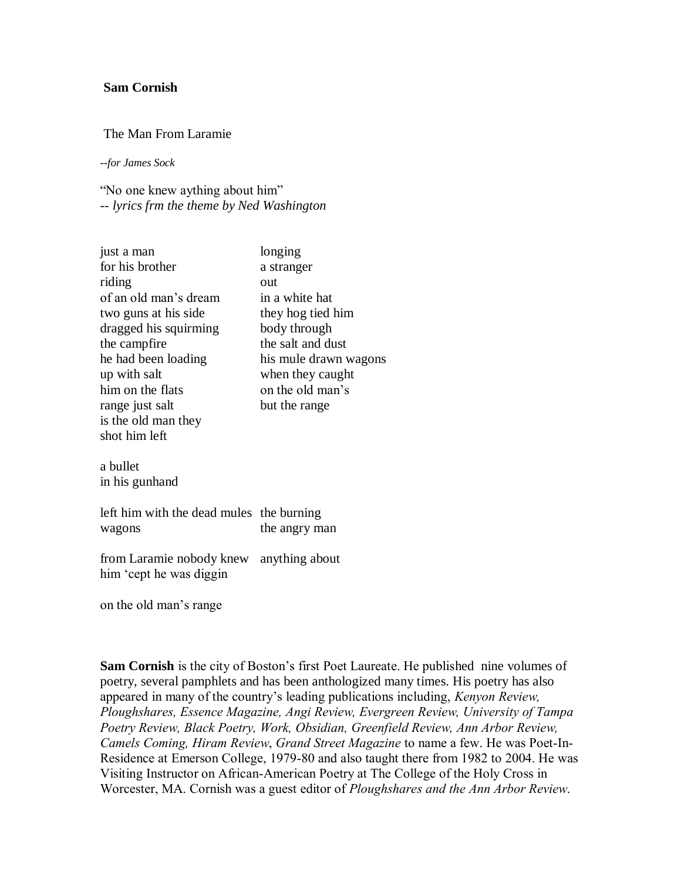**Sam Cornish**

The Man From Laramie

*--for James Sock*

"No one knew aything about him"
-- *lyrics frm the theme by Ned Washington*

just a man longing
for his brother a stranger
riding out
of an old man's dream in a white hat
two guns at his side they hog tied him
dragged his squirming body through
the campfire the salt and dust
he had been loading his mule drawn wagons
up with salt when they caught
him on the flats on the old man's
range just salt but the range
is the old man they
shot him left

a bullet
in his gunhand

left him with the dead mules the burning
wagons the angry man

from Laramie nobody knew anything about
him 'cept he was diggin

on the old man's range

**Sam Cornish** is the city of Boston's first Poet Laureate. He published nine volumes of poetry, several pamphlets and has been anthologized many times. His poetry has also appeared in many of the country's leading publications including, *Kenyon Review, Ploughshares, Essence Magazine, Angi Review, Evergreen Review, University of Tampa Poetry Review, Black Poetry, Work, Obsidian, Greenfield Review, Ann Arbor Review, Camels Coming, Hiram Review*, *Grand Street Magazine* to name a few. He was Poet-In-Residence at Emerson College, 1979-80 and also taught there from 1982 to 2004. He was Visiting Instructor on African-American Poetry at The College of the Holy Cross in Worcester, MA. Cornish was a guest editor of *Ploughshares and the Ann Arbor Review*.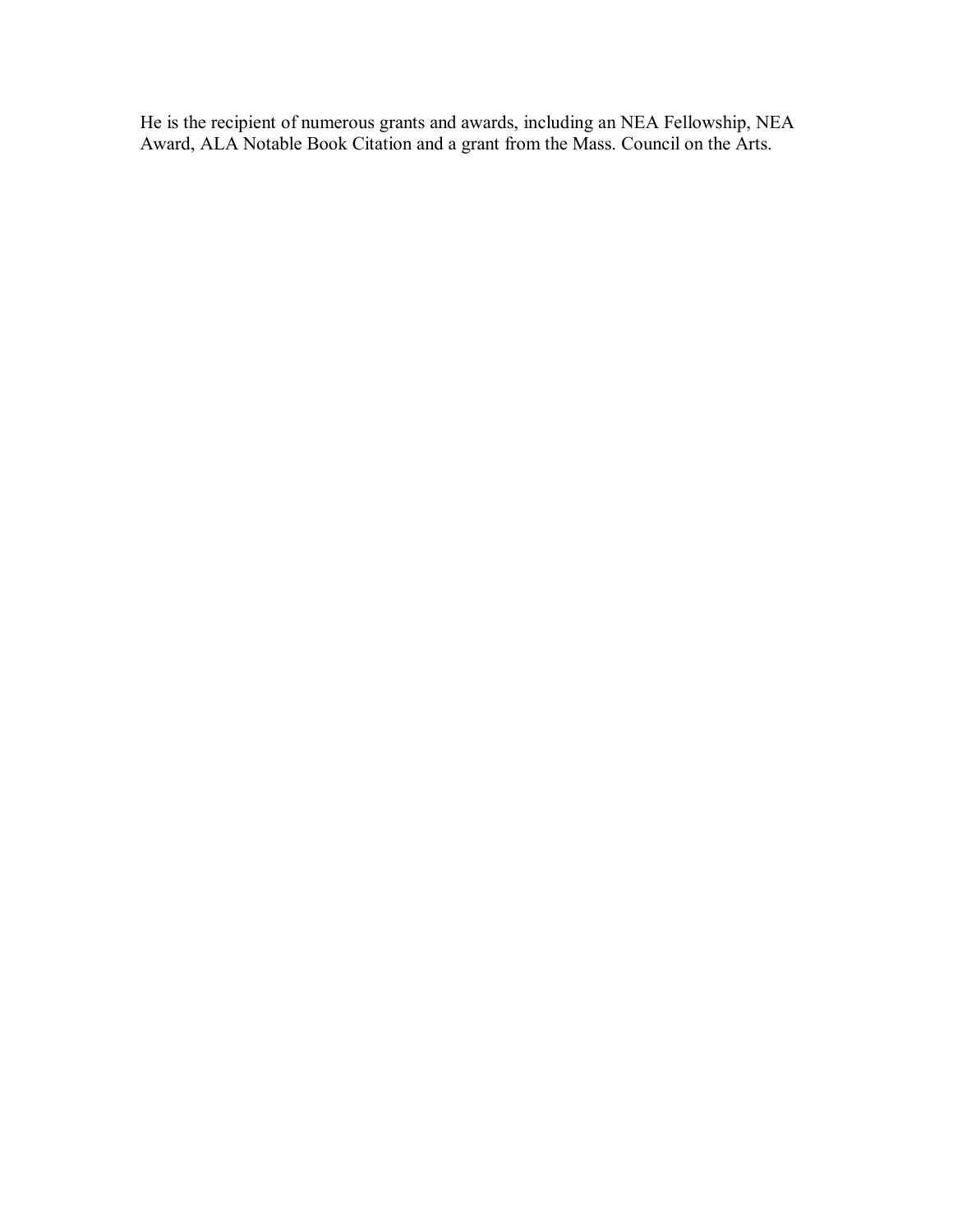He is the recipient of numerous grants and awards, including an NEA Fellowship, NEA Award, ALA Notable Book Citation and a grant from the Mass. Council on the Arts.